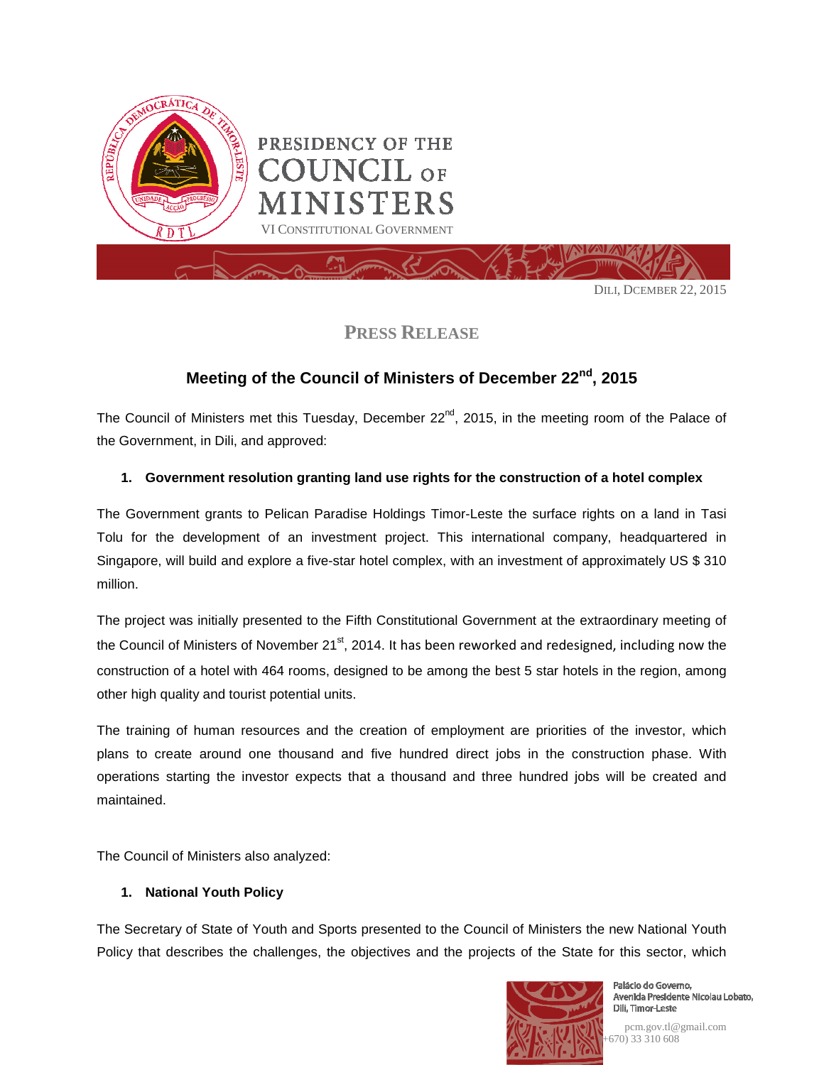PRESIDENCY OF THE COUNCIL OF MINISTERS

VI CONSTITUTIONAL GOVERNMENT

DILI, DCEMBER 22, 2015

## PRESS RELEASE

# Meeting of the Council of Ministers of December 22nd, 2015

The Council of Ministers met this Tuesday, December 22nd, 2015, in the meeting room of the Palace of the Government, in Dili, and approved:

**1. Government resolution granting land use rights for the construction of a hotel complex**

The Government grants to Pelican Paradise Holdings Timor-Leste the surface rights on a land in Tasi Tolu for the development of an investment project. This international company, headquartered in Singapore, will build and explore a five-star hotel complex, with an investment of approximately US $ 310 million.

The project was initially presented to the Fifth Constitutional Government at the extraordinary meeting of the Council of Ministers of November 21st, 2014. It has been reworked and redesigned, including now the construction of a hotel with 464 rooms, designed to be among the best 5 star hotels in the region, among other high quality and tourist potential units.

The training of human resources and the creation of employment are priorities of the investor, which plans to create around one thousand and five hundred direct jobs in the construction phase. With operations starting the investor expects that a thousand and three hundred jobs will be created and maintained.

The Council of Ministers also analyzed:

**1. National Youth Policy**

The Secretary of State of Youth and Sports presented to the Council of Ministers the new National Youth Policy that describes the challenges, the objectives and the projects of the State for this sector, which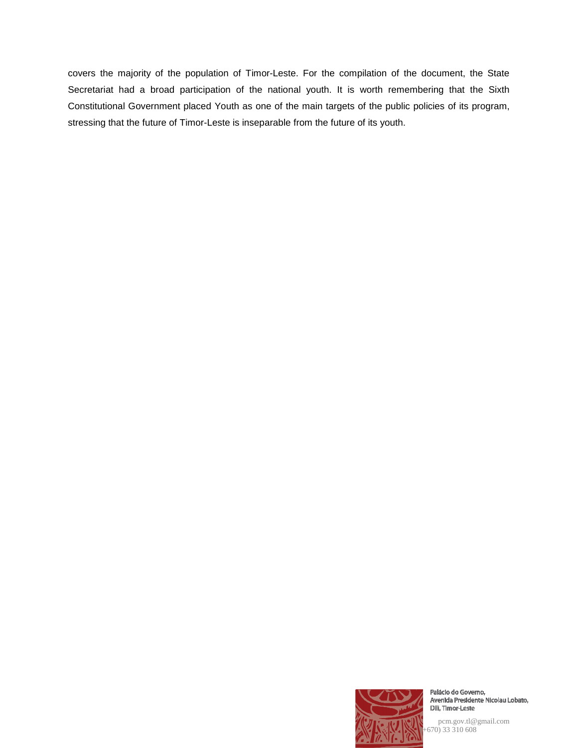covers the majority of the population of Timor-Leste. For the compilation of the document, the State Secretariat had a broad participation of the national youth. It is worth remembering that the Sixth Constitutional Government placed Youth as one of the main targets of the public policies of its program, stressing that the future of Timor-Leste is inseparable from the future of its youth.